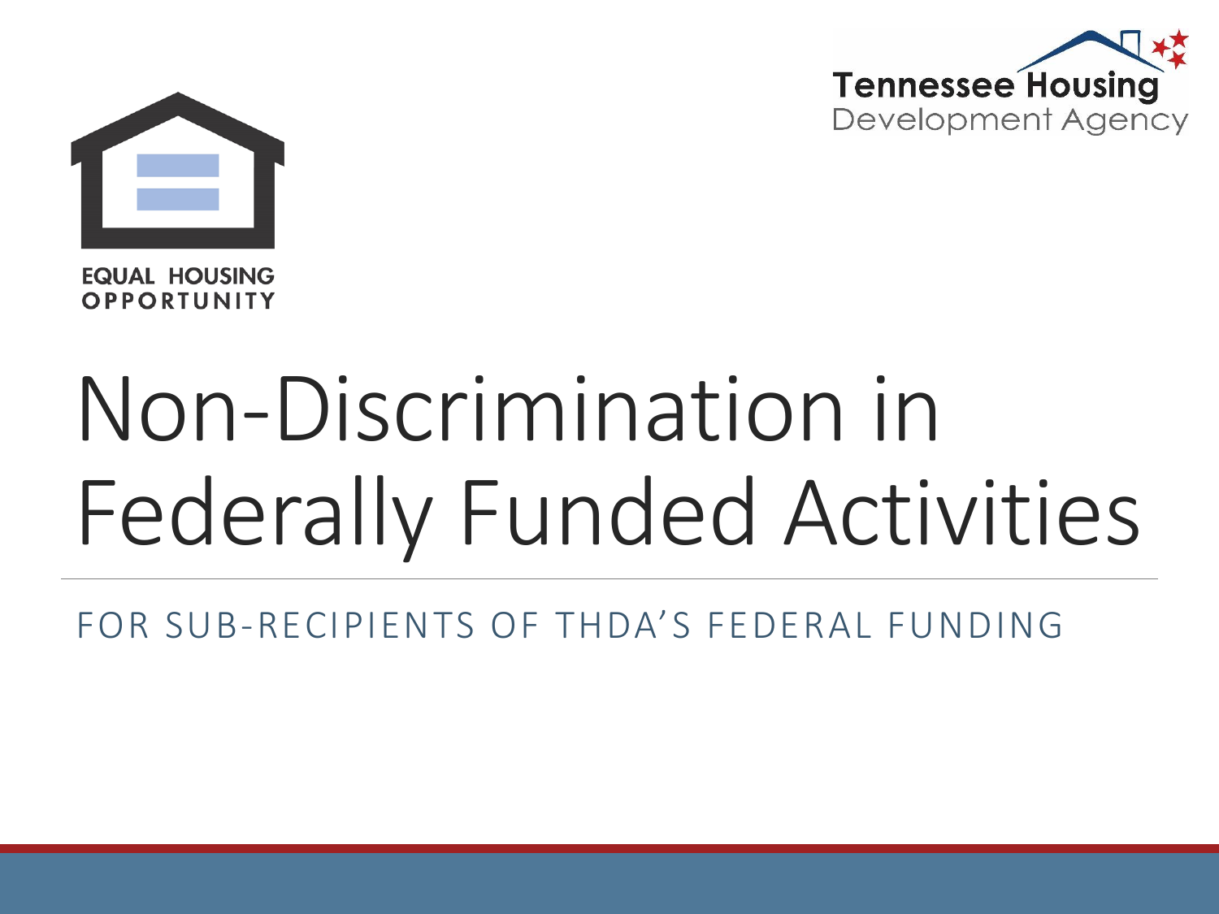EQUAL HOUSING OPPORTUNITY

Tennessee Housing Development Agency

# Non-Discrimination in Federally Funded Activities

FOR SUB-RECIPIENTS OF THDA'S FEDERAL FUNDING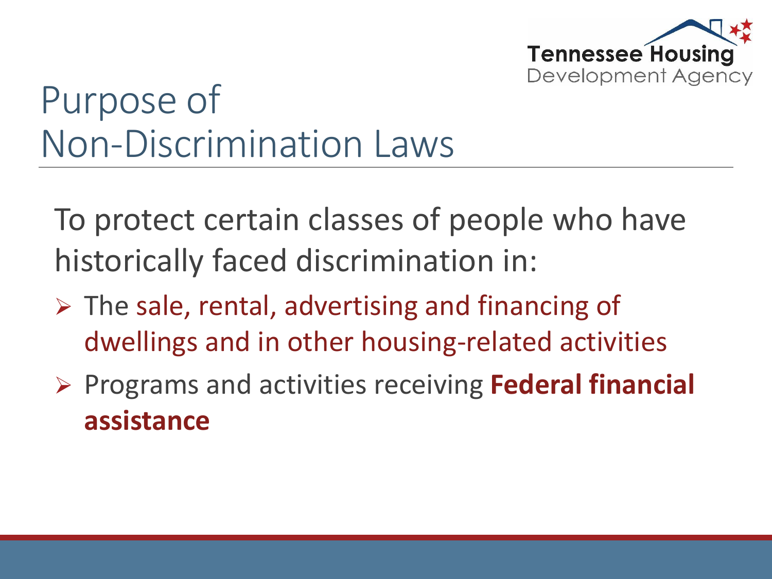# Purpose of Non-Discrimination Laws

To protect certain classes of people who have historically faced discrimination in:

- The sale, rental, advertising and financing of dwellings and in other housing-related activities
- Programs and activities receiving **Federal financial assistance**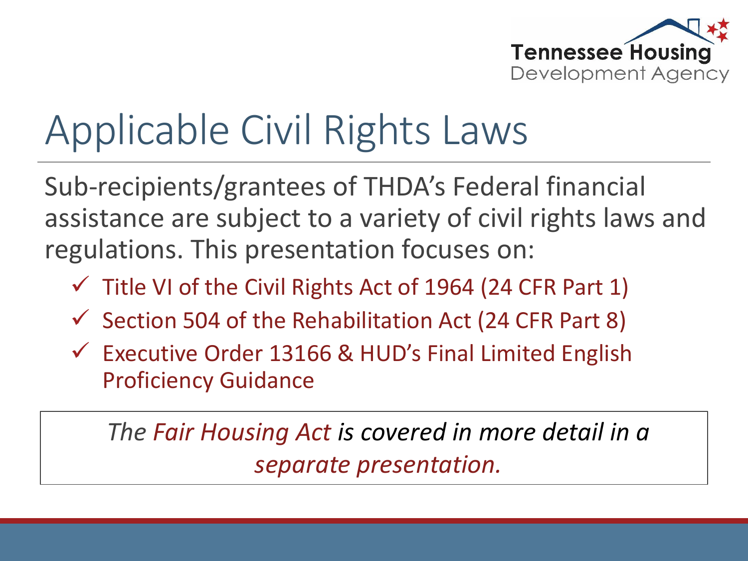# Applicable Civil Rights Laws

Sub-recipients/grantees of THDA's Federal financial assistance are subject to a variety of civil rights laws and regulations. This presentation focuses on:

- ✓ Title VI of the Civil Rights Act of 1964 (24 CFR Part 1)
- ✓ Section 504 of the Rehabilitation Act (24 CFR Part 8)
- ✓ Executive Order 13166 & HUD's Final Limited English Proficiency Guidance

*The Fair Housing Act is covered in more detail in a separate presentation.*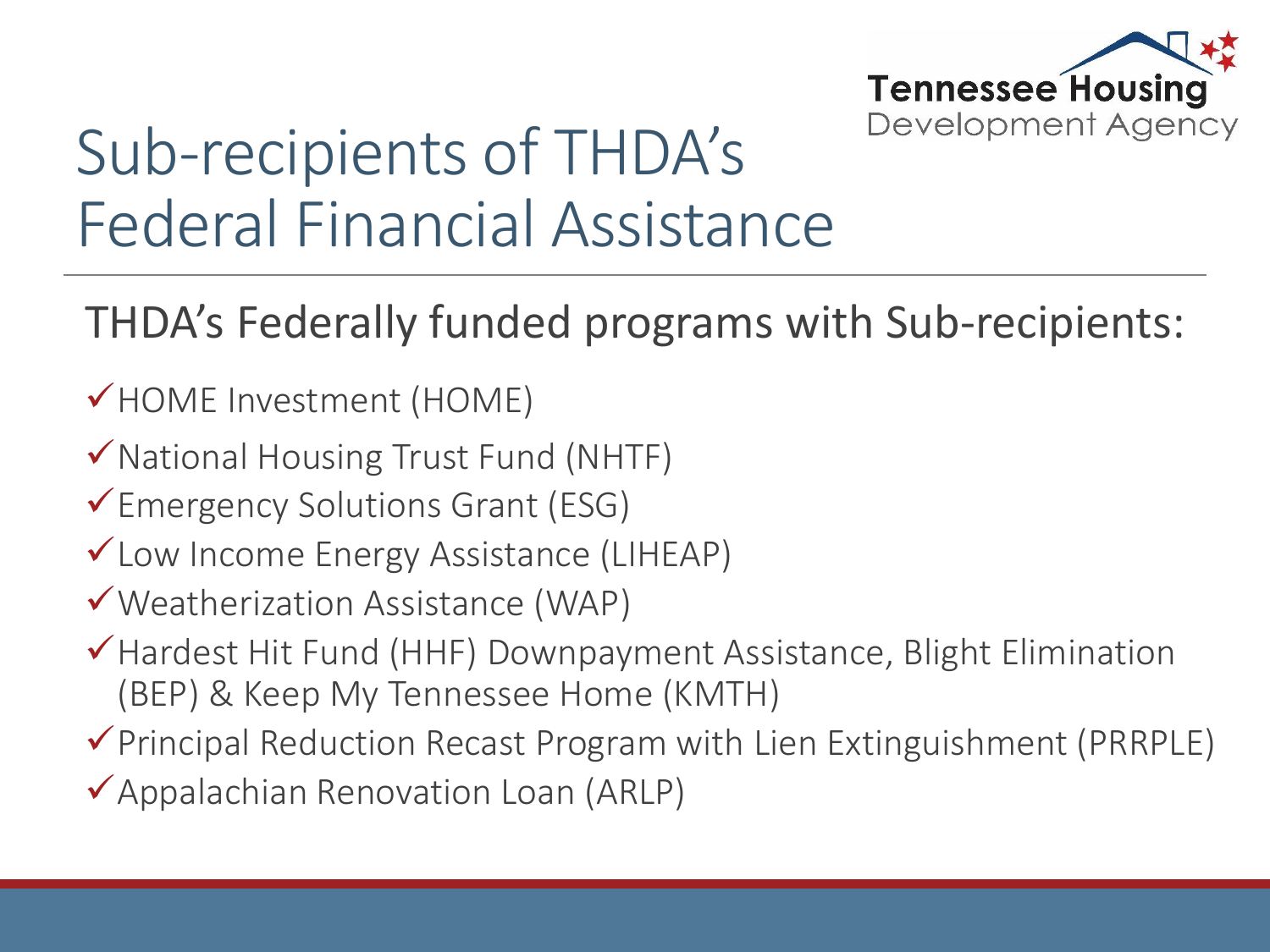# Sub-recipients of THDA's Federal Financial Assistance

## THDA's Federally funded programs with Sub-recipients:

- ✓ HOME Investment (HOME)
- ✓ National Housing Trust Fund (NHTF)
- ✓ Emergency Solutions Grant (ESG)
- ✓ Low Income Energy Assistance (LIHEAP)
- ✓ Weatherization Assistance (WAP)
- ✓ Hardest Hit Fund (HHF) Downpayment Assistance, Blight Elimination (BEP) & Keep My Tennessee Home (KMTH)
- ✓ Principal Reduction Recast Program with Lien Extinguishment (PRRPLE)
- ✓ Appalachian Renovation Loan (ARLP)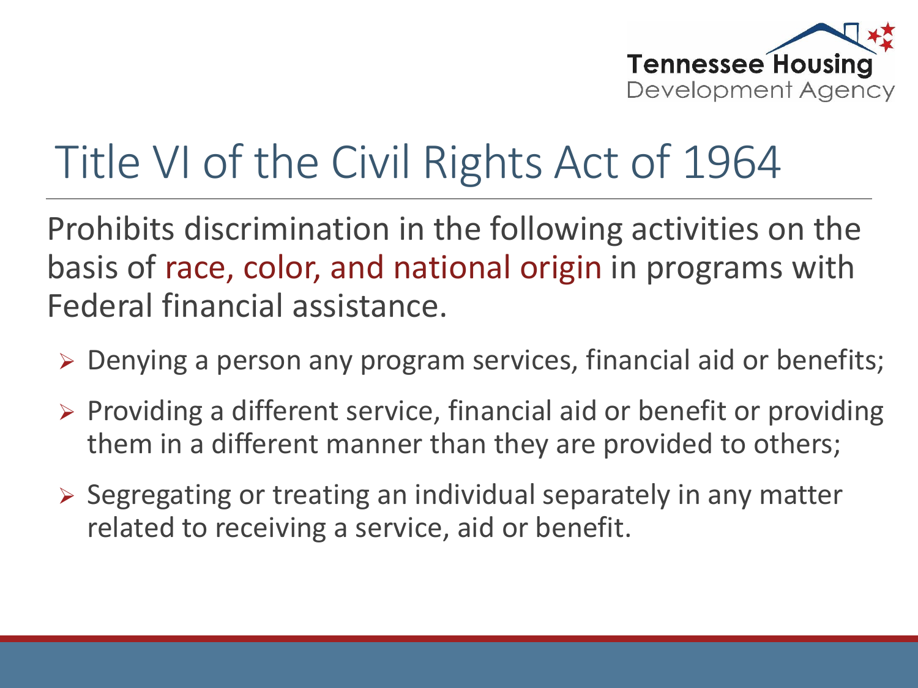# Title VI of the Civil Rights Act of 1964

Prohibits discrimination in the following activities on the basis of race, color, and national origin in programs with Federal financial assistance.

- Denying a person any program services, financial aid or benefits;
- Providing a different service, financial aid or benefit or providing them in a different manner than they are provided to others;
- Segregating or treating an individual separately in any matter related to receiving a service, aid or benefit.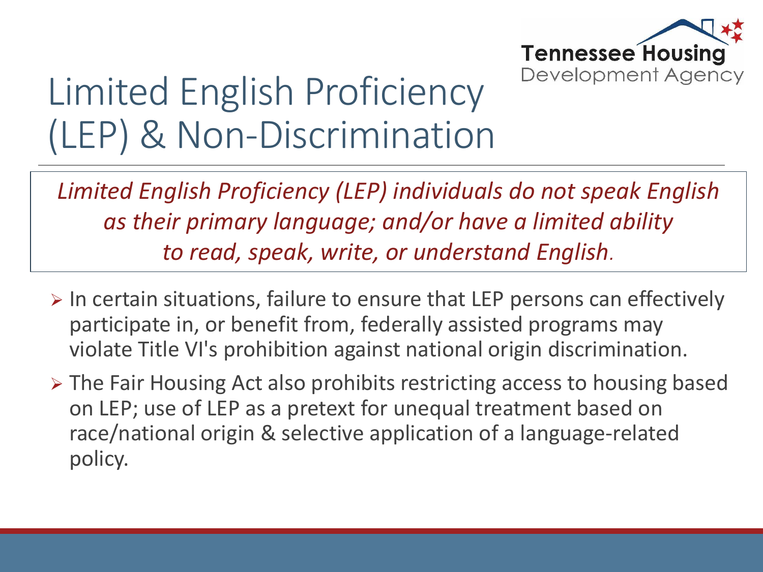# Limited English Proficiency (LEP) & Non-Discrimination

*Limited English Proficiency (LEP) individuals do not speak English as their primary language; and/or have a limited ability to read, speak, write, or understand English.*

- In certain situations, failure to ensure that LEP persons can effectively participate in, or benefit from, federally assisted programs may violate Title VI's prohibition against national origin discrimination.
- The Fair Housing Act also prohibits restricting access to housing based on LEP; use of LEP as a pretext for unequal treatment based on race/national origin & selective application of a language-related policy.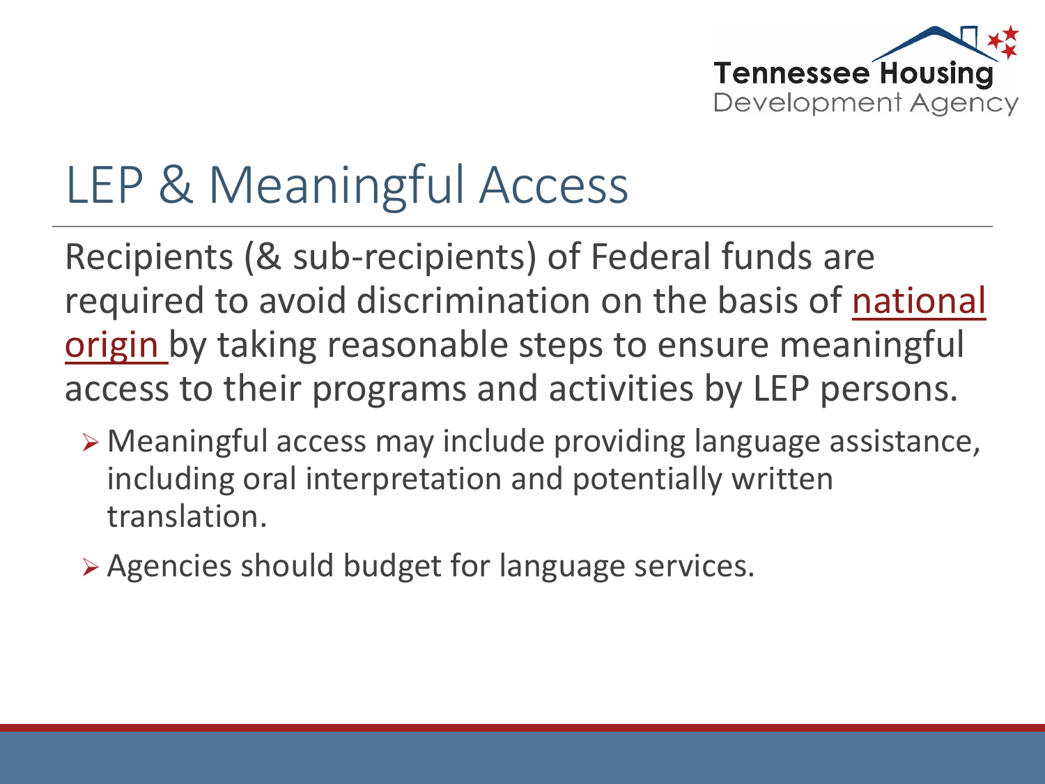# LEP & Meaningful Access

Recipients (& sub-recipients) of Federal funds are required to avoid discrimination on the basis of national origin by taking reasonable steps to ensure meaningful access to their programs and activities by LEP persons.

- Meaningful access may include providing language assistance, including oral interpretation and potentially written translation.
- Agencies should budget for language services.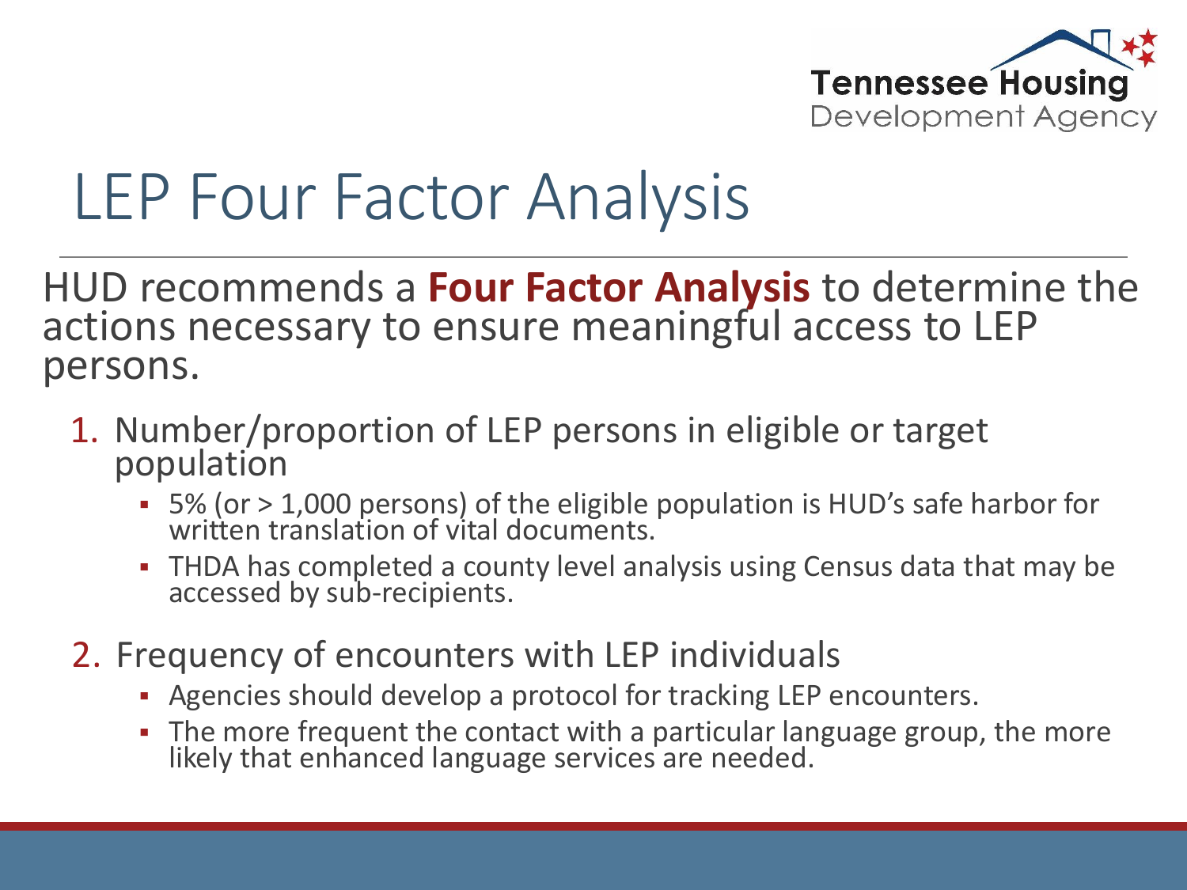# LEP Four Factor Analysis

HUD recommends a **Four Factor Analysis** to determine the actions necessary to ensure meaningful access to LEP persons.

1. Number/proportion of LEP persons in eligible or target population
   - 5% (or > 1,000 persons) of the eligible population is HUD's safe harbor for written translation of vital documents.
   - THDA has completed a county level analysis using Census data that may be accessed by sub-recipients.
2. Frequency of encounters with LEP individuals
   - Agencies should develop a protocol for tracking LEP encounters.
   - The more frequent the contact with a particular language group, the more likely that enhanced language services are needed.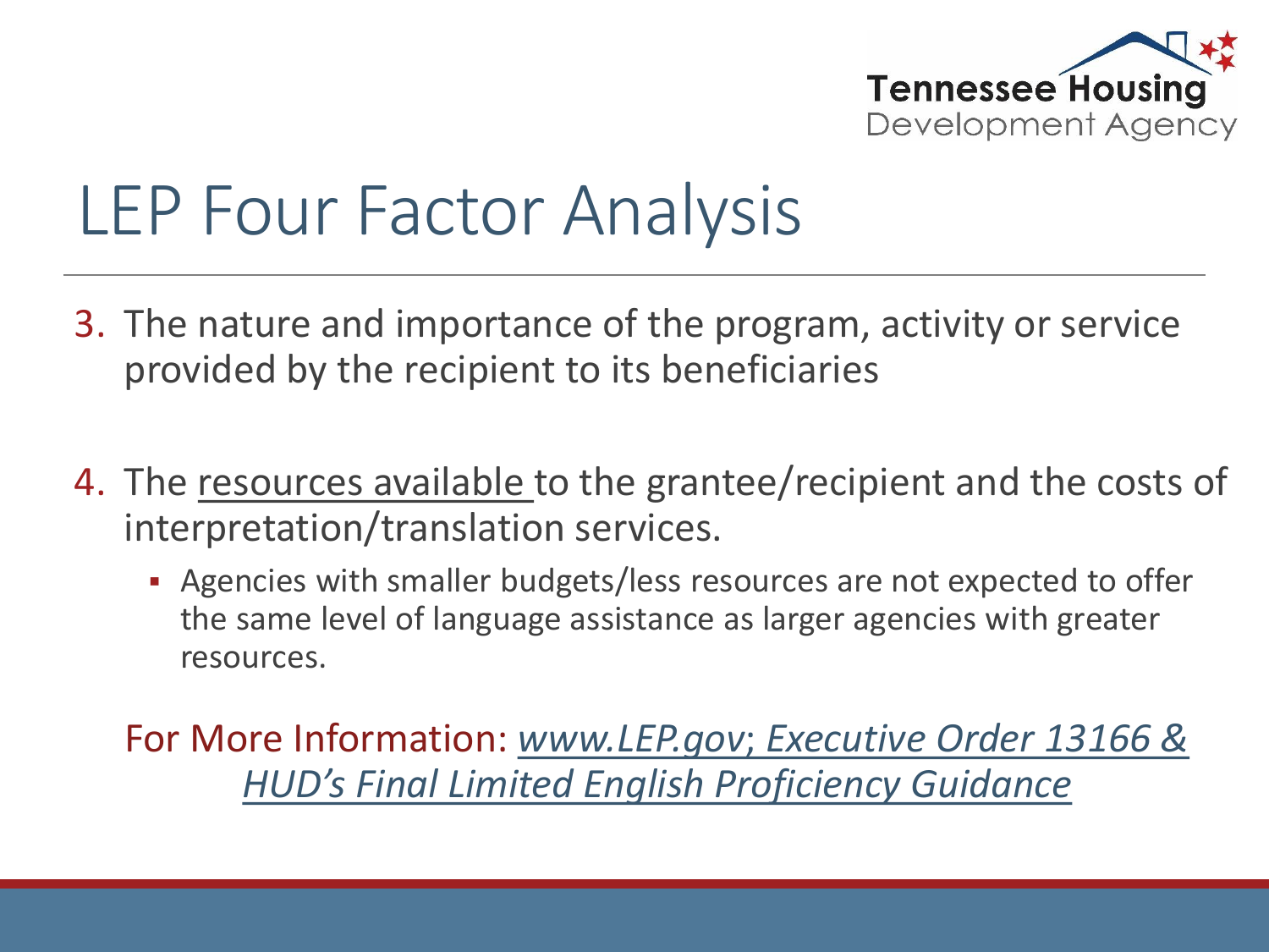# LEP Four Factor Analysis

3. The nature and importance of the program, activity or service provided by the recipient to its beneficiaries

4. The resources available to the grantee/recipient and the costs of interpretation/translation services.
   - Agencies with smaller budgets/less resources are not expected to offer the same level of language assistance as larger agencies with greater resources.

For More Information: *www.LEP.gov; Executive Order 13166 & HUD's Final Limited English Proficiency Guidance*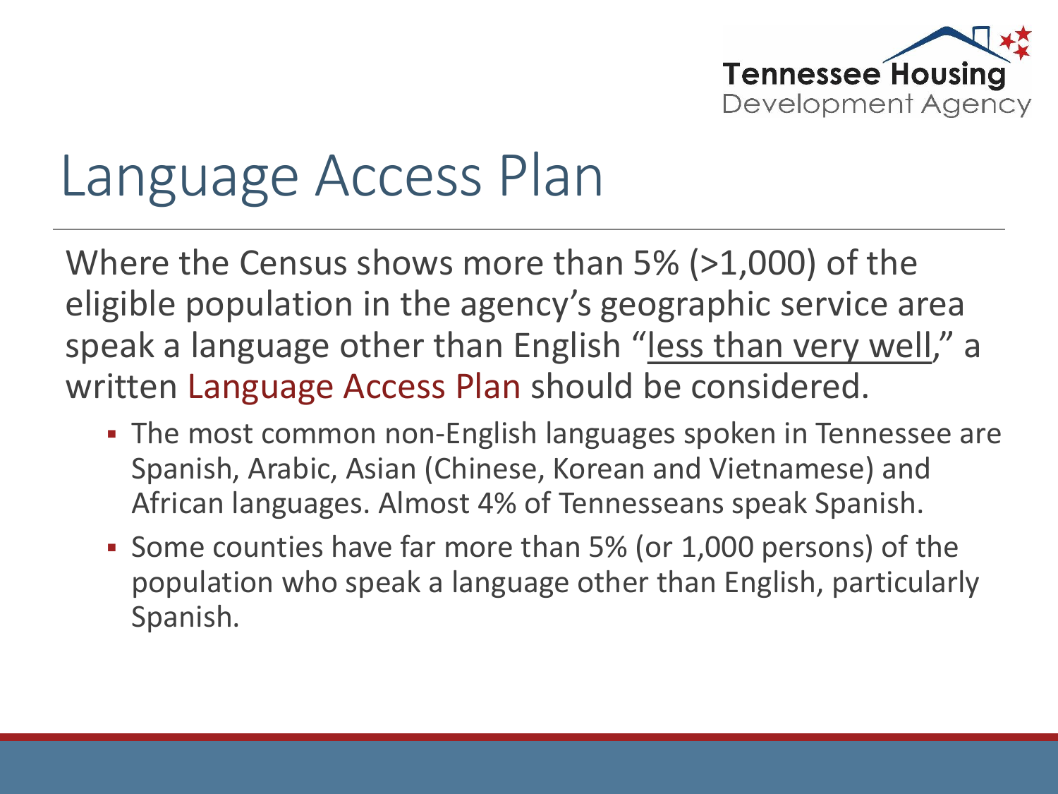# Language Access Plan

Where the Census shows more than 5% (>1,000) of the eligible population in the agency's geographic service area speak a language other than English "less than very well," a written Language Access Plan should be considered.

- The most common non-English languages spoken in Tennessee are Spanish, Arabic, Asian (Chinese, Korean and Vietnamese) and African languages. Almost 4% of Tennesseans speak Spanish.
- Some counties have far more than 5% (or 1,000 persons) of the population who speak a language other than English, particularly Spanish.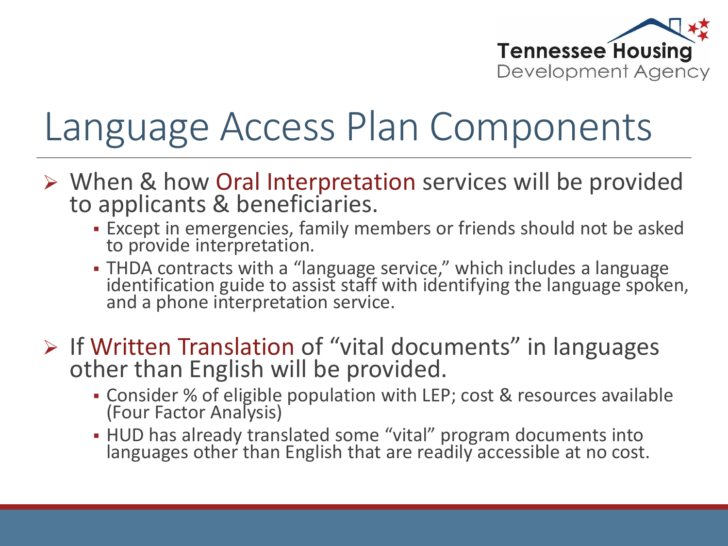# Language Access Plan Components

- When & how Oral Interpretation services will be provided to applicants & beneficiaries.
  - Except in emergencies, family members or friends should not be asked to provide interpretation.
  - THDA contracts with a "language service," which includes a language identification guide to assist staff with identifying the language spoken, and a phone interpretation service.
- If Written Translation of "vital documents" in languages other than English will be provided.
  - Consider % of eligible population with LEP; cost & resources available (Four Factor Analysis)
  - HUD has already translated some "vital" program documents into languages other than English that are readily accessible at no cost.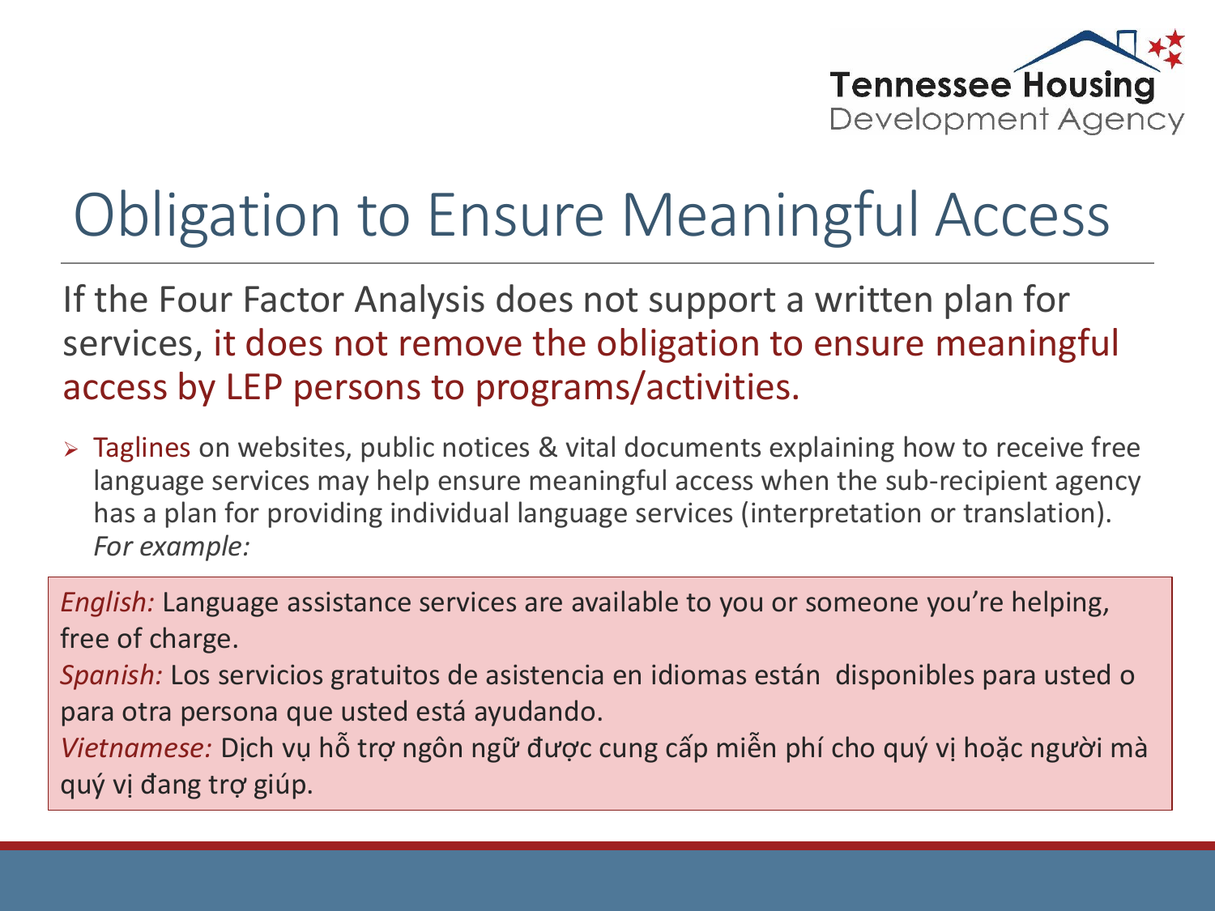# Obligation to Ensure Meaningful Access

If the Four Factor Analysis does not support a written plan for services, it does not remove the obligation to ensure meaningful access by LEP persons to programs/activities.

- Taglines on websites, public notices & vital documents explaining how to receive free language services may help ensure meaningful access when the sub-recipient agency has a plan for providing individual language services (interpretation or translation). *For example:*

*English:* Language assistance services are available to you or someone you're helping, free of charge.

*Spanish:* Los servicios gratuitos de asistencia en idiomas están disponibles para usted o para otra persona que usted está ayudando.

*Vietnamese:* Dịch vụ hỗ trợ ngôn ngữ được cung cấp miễn phí cho quý vị hoặc người mà quý vị đang trợ giúp.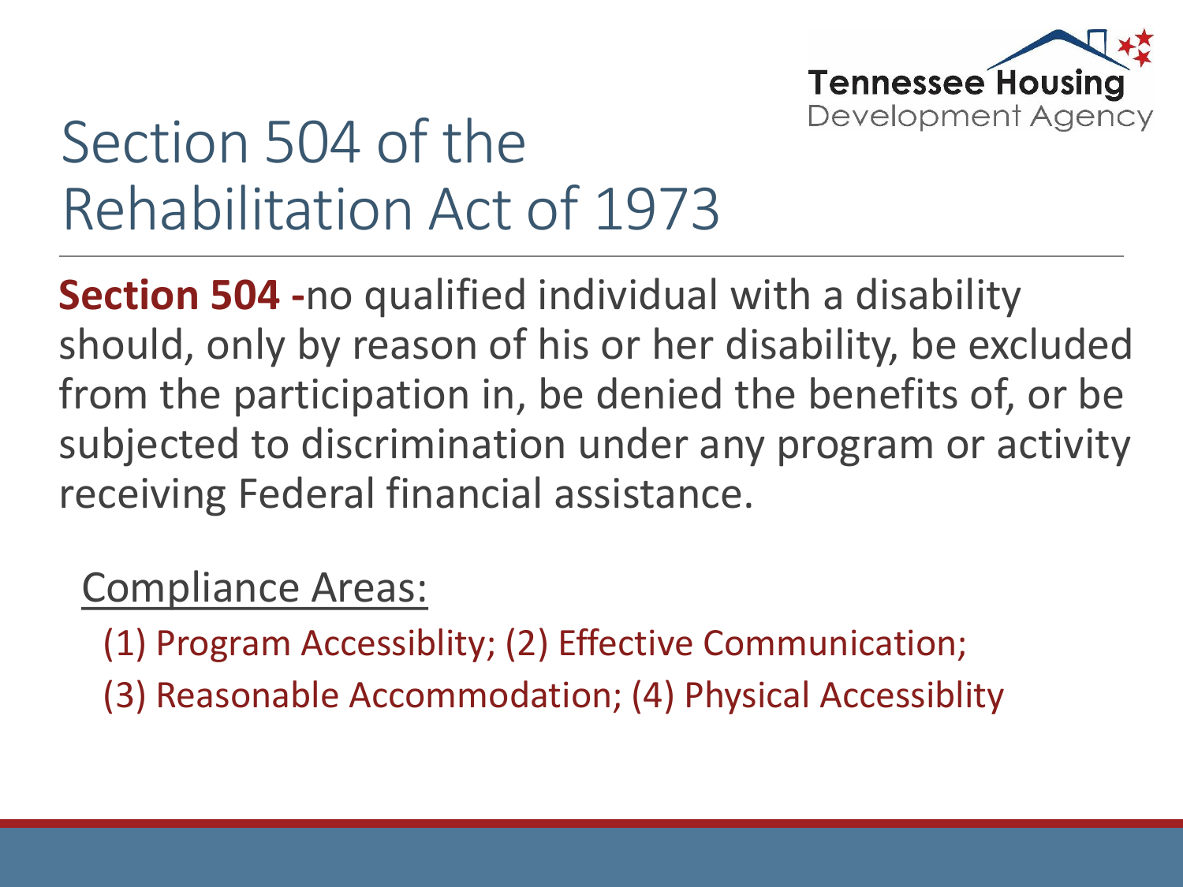# Section 504 of the Rehabilitation Act of 1973

**Section 504 -**no qualified individual with a disability should, only by reason of his or her disability, be excluded from the participation in, be denied the benefits of, or be subjected to discrimination under any program or activity receiving Federal financial assistance.

Compliance Areas:

(1) Program Accessiblity; (2) Effective Communication;
(3) Reasonable Accommodation; (4) Physical Accessiblity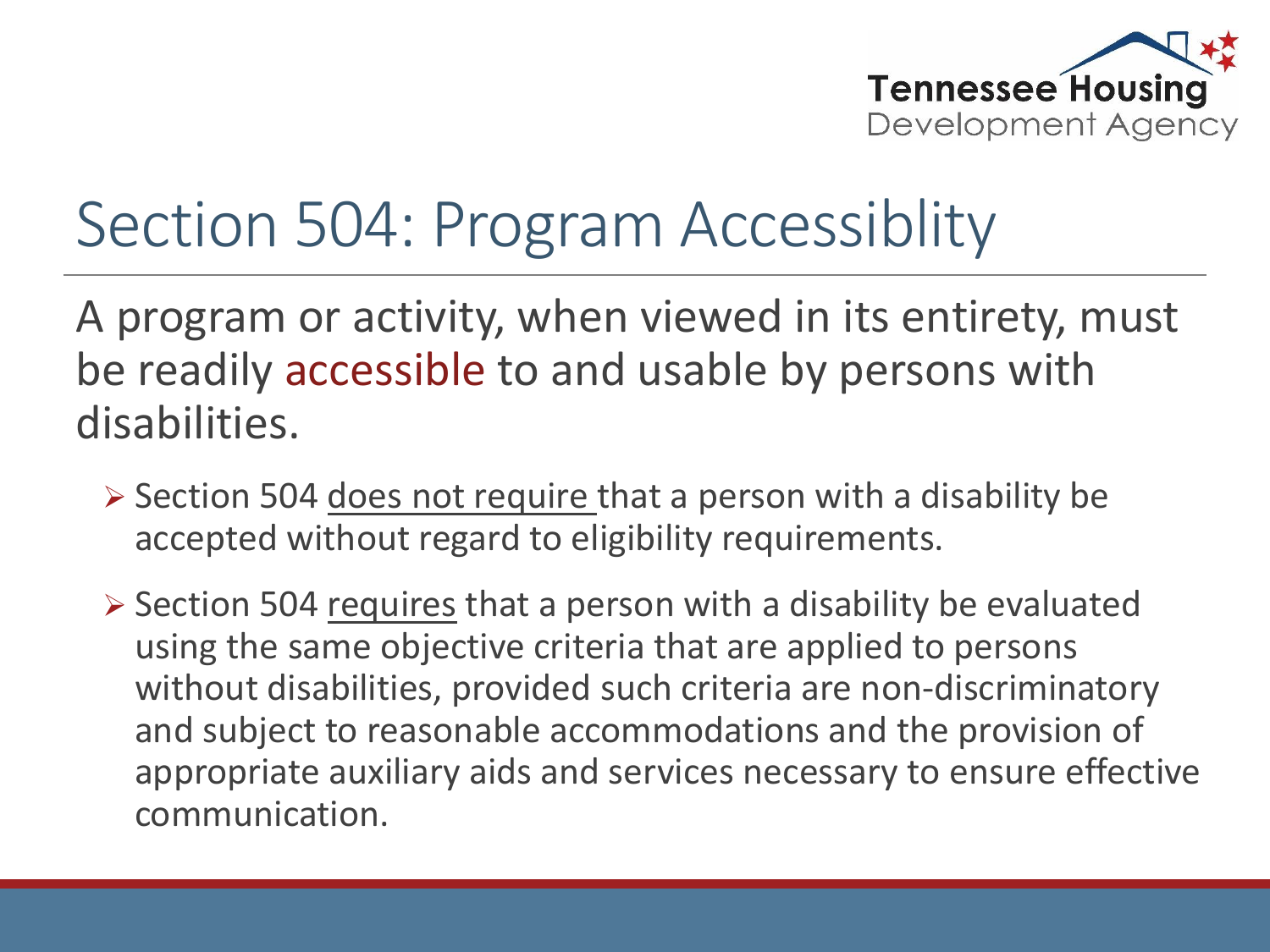# Section 504: Program Accessiblity

A program or activity, when viewed in its entirety, must be readily accessible to and usable by persons with disabilities.

- Section 504 does not require that a person with a disability be accepted without regard to eligibility requirements.
- Section 504 requires that a person with a disability be evaluated using the same objective criteria that are applied to persons without disabilities, provided such criteria are non-discriminatory and subject to reasonable accommodations and the provision of appropriate auxiliary aids and services necessary to ensure effective communication.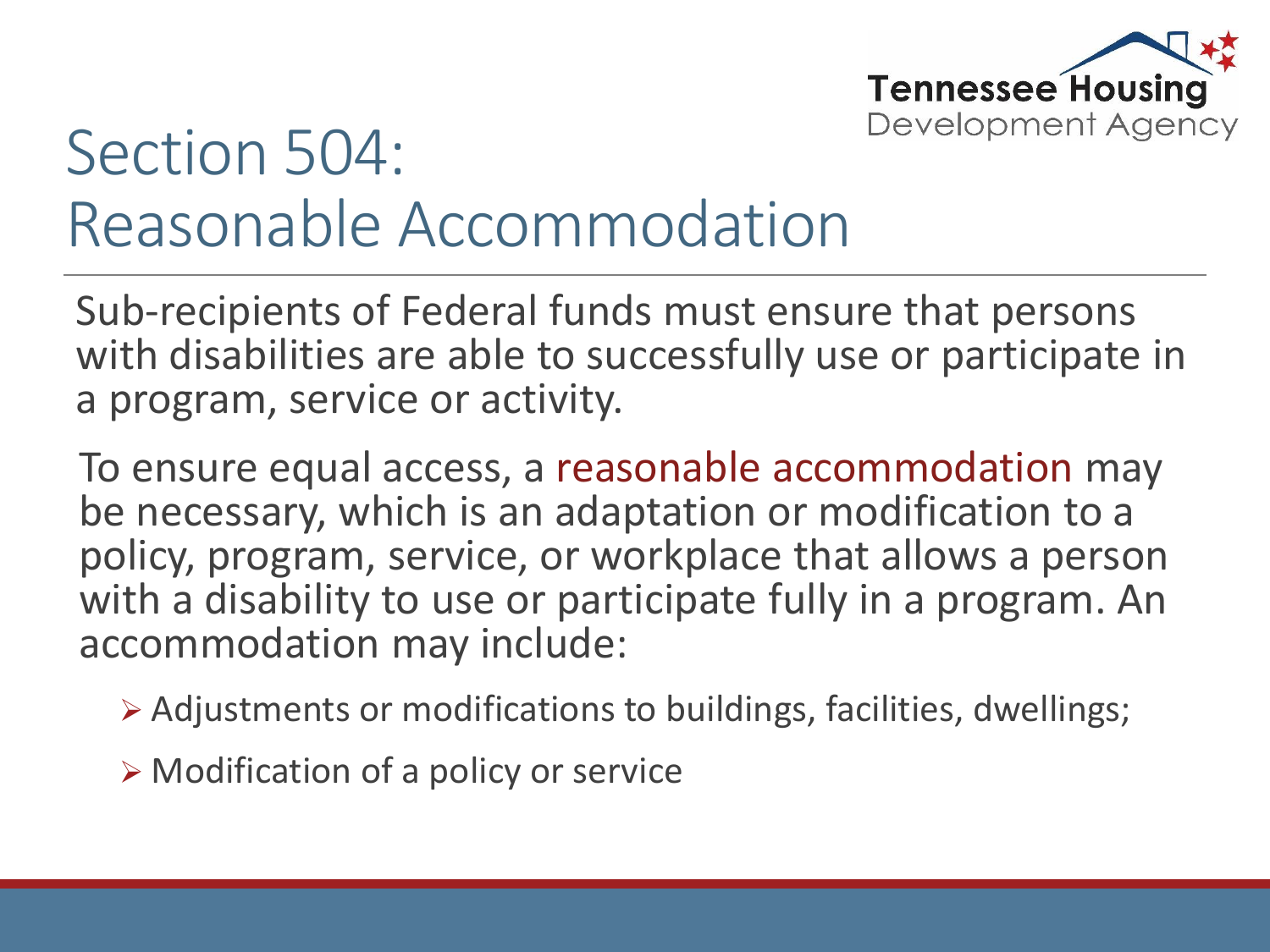# Section 504: Reasonable Accommodation

Sub-recipients of Federal funds must ensure that persons with disabilities are able to successfully use or participate in a program, service or activity.

To ensure equal access, a reasonable accommodation may be necessary, which is an adaptation or modification to a policy, program, service, or workplace that allows a person with a disability to use or participate fully in a program. An accommodation may include:

- Adjustments or modifications to buildings, facilities, dwellings;
- Modification of a policy or service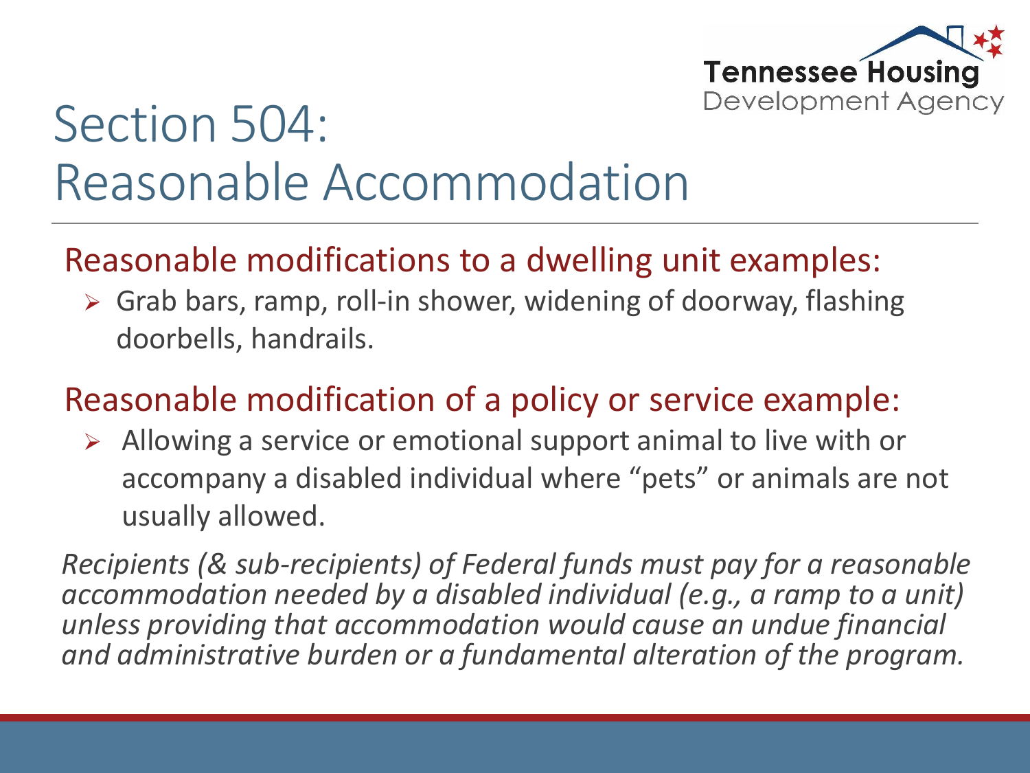# Section 504: Reasonable Accommodation

## Reasonable modifications to a dwelling unit examples:

- Grab bars, ramp, roll-in shower, widening of doorway, flashing doorbells, handrails.

## Reasonable modification of a policy or service example:

- Allowing a service or emotional support animal to live with or accompany a disabled individual where “pets” or animals are not usually allowed.

*Recipients (& sub-recipients) of Federal funds must pay for a reasonable accommodation needed by a disabled individual (e.g., a ramp to a unit) unless providing that accommodation would cause an undue financial and administrative burden or a fundamental alteration of the program.*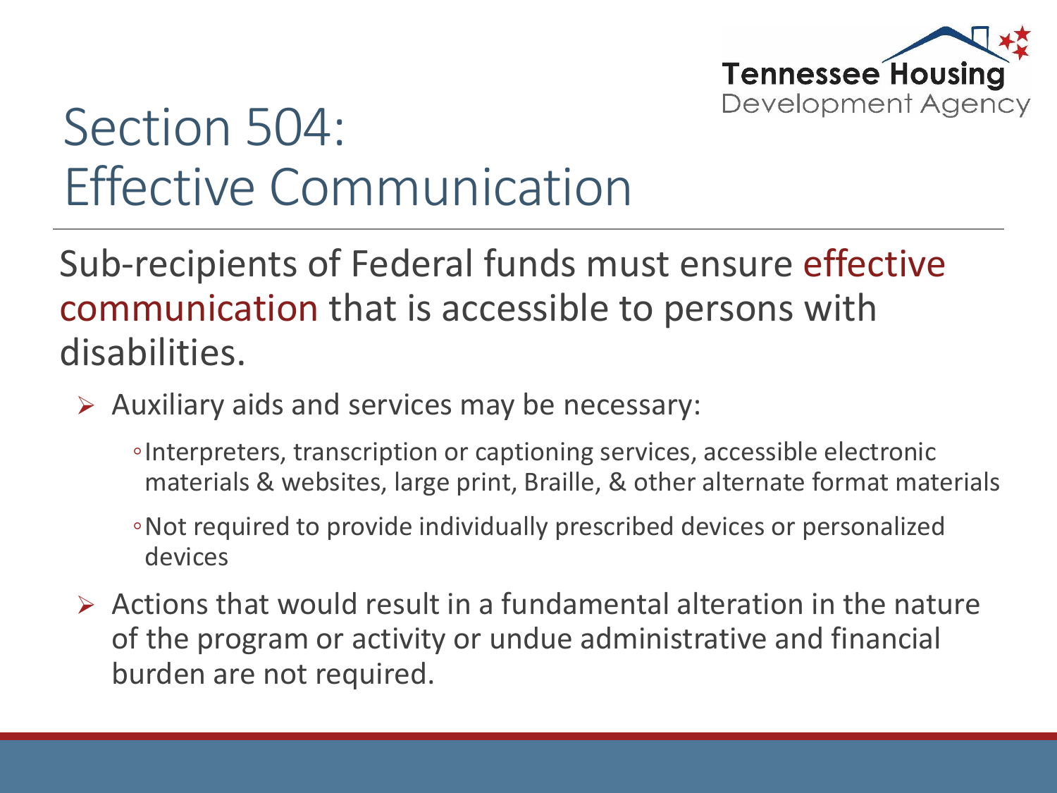# Section 504: Effective Communication

Sub-recipients of Federal funds must ensure effective communication that is accessible to persons with disabilities.

- Auxiliary aids and services may be necessary:
  - Interpreters, transcription or captioning services, accessible electronic materials & websites, large print, Braille, & other alternate format materials
  - Not required to provide individually prescribed devices or personalized devices
- Actions that would result in a fundamental alteration in the nature of the program or activity or undue administrative and financial burden are not required.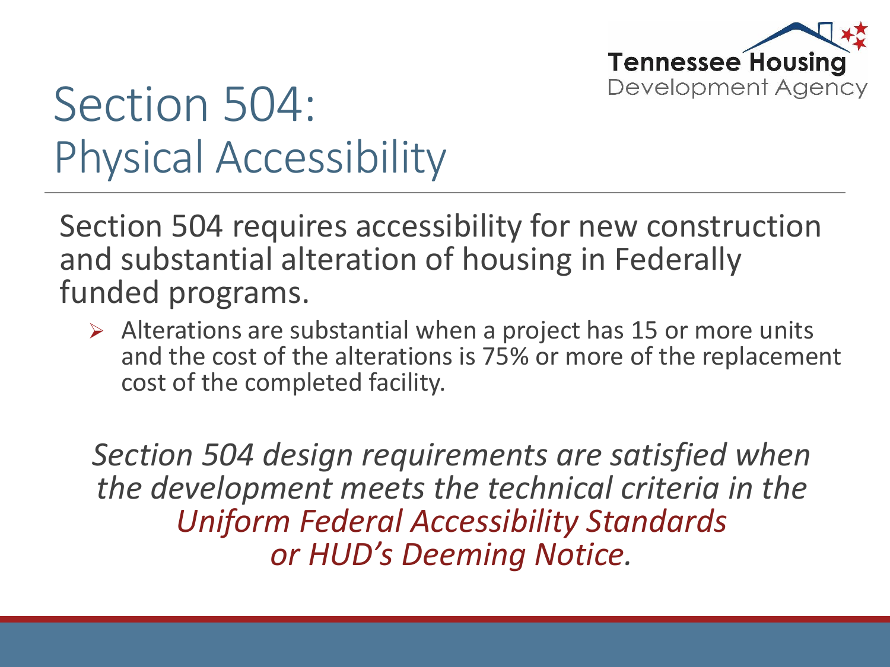# Section 504: Physical Accessibility

Section 504 requires accessibility for new construction and substantial alteration of housing in Federally funded programs.

- Alterations are substantial when a project has 15 or more units and the cost of the alterations is 75% or more of the replacement cost of the completed facility.

*Section 504 design requirements are satisfied when the development meets the technical criteria in the Uniform Federal Accessibility Standards or HUD's Deeming Notice.*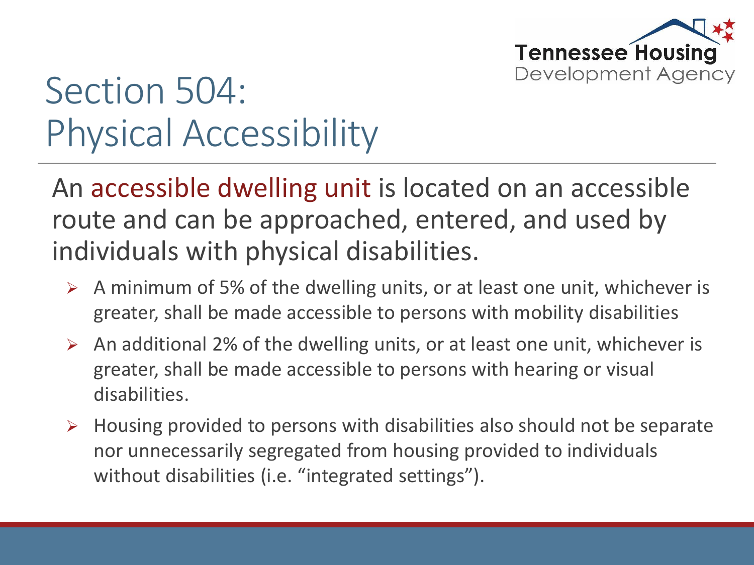# Section 504: Physical Accessibility

An accessible dwelling unit is located on an accessible route and can be approached, entered, and used by individuals with physical disabilities.

- A minimum of 5% of the dwelling units, or at least one unit, whichever is greater, shall be made accessible to persons with mobility disabilities
- An additional 2% of the dwelling units, or at least one unit, whichever is greater, shall be made accessible to persons with hearing or visual disabilities.
- Housing provided to persons with disabilities also should not be separate nor unnecessarily segregated from housing provided to individuals without disabilities (i.e. "integrated settings").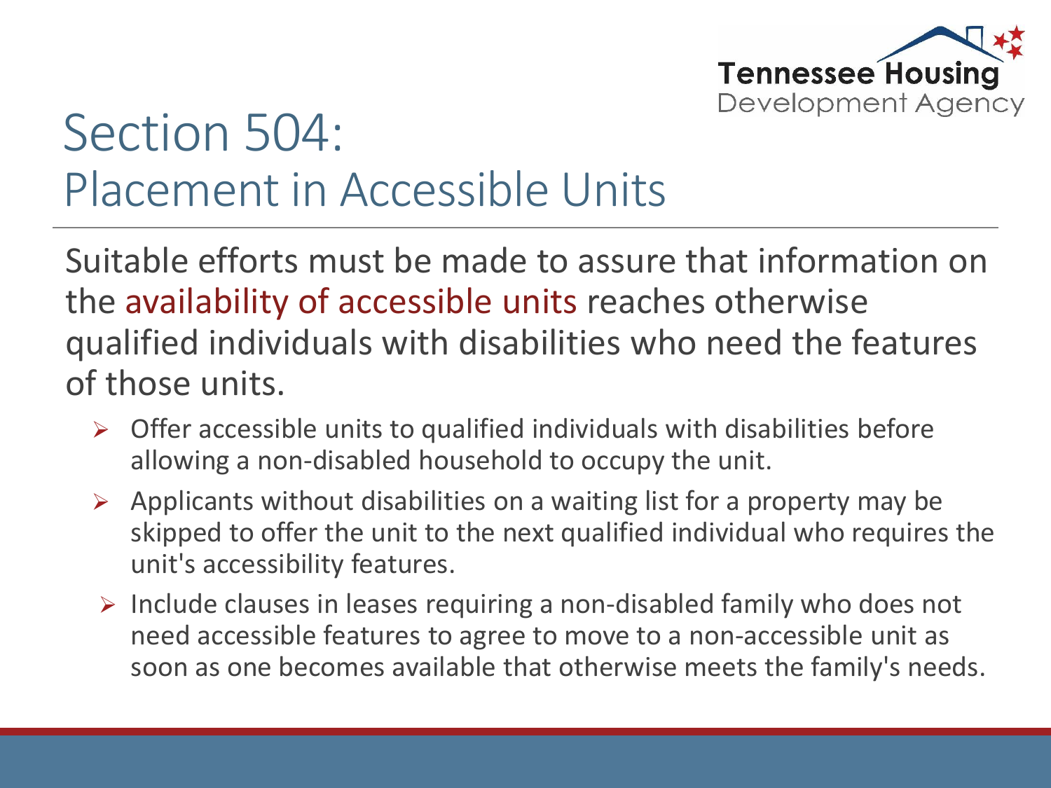# Section 504: Placement in Accessible Units

Suitable efforts must be made to assure that information on the availability of accessible units reaches otherwise qualified individuals with disabilities who need the features of those units.

- Offer accessible units to qualified individuals with disabilities before allowing a non-disabled household to occupy the unit.
- Applicants without disabilities on a waiting list for a property may be skipped to offer the unit to the next qualified individual who requires the unit's accessibility features.
- Include clauses in leases requiring a non-disabled family who does not need accessible features to agree to move to a non-accessible unit as soon as one becomes available that otherwise meets the family's needs.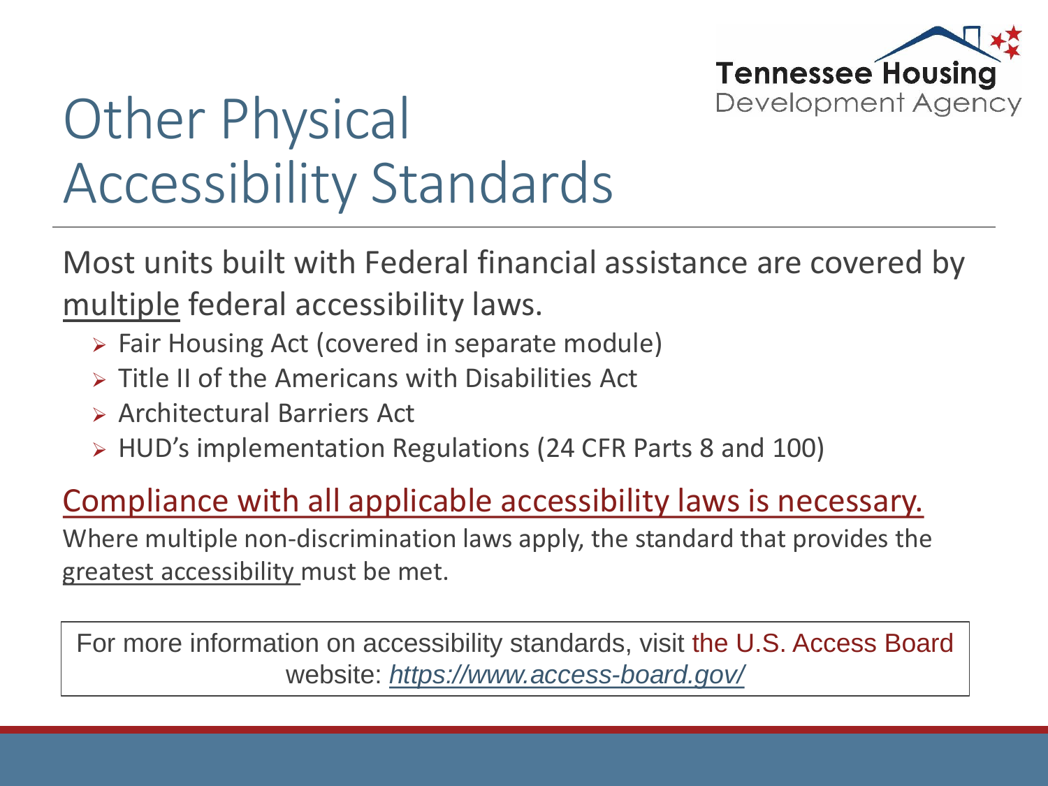# Other Physical Accessibility Standards

Most units built with Federal financial assistance are covered by multiple federal accessibility laws.

- Fair Housing Act (covered in separate module)
- Title II of the Americans with Disabilities Act
- Architectural Barriers Act
- HUD's implementation Regulations (24 CFR Parts 8 and 100)

Compliance with all applicable accessibility laws is necessary.

Where multiple non-discrimination laws apply, the standard that provides the greatest accessibility must be met.

For more information on accessibility standards, visit the U.S. Access Board website: *https://www.access-board.gov/*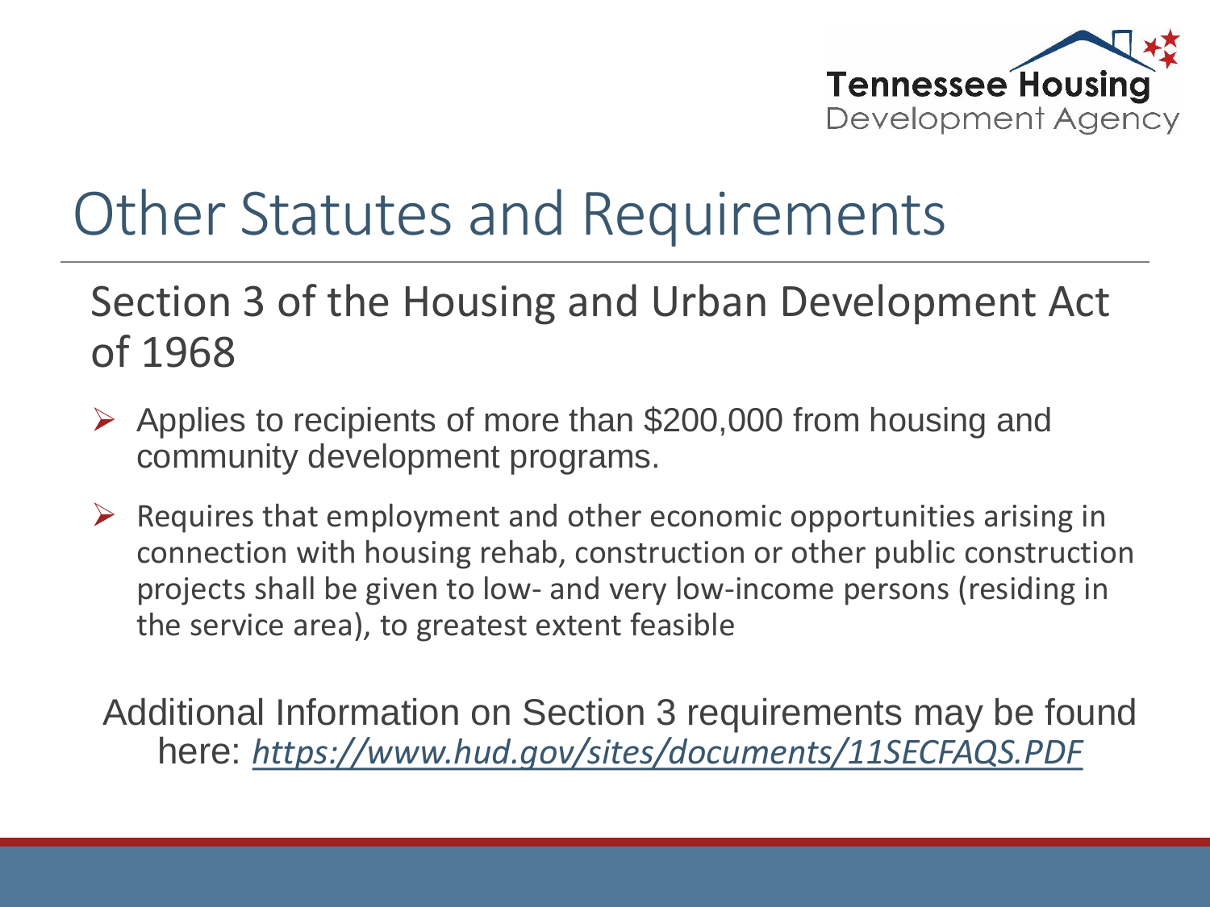# Other Statutes and Requirements

## Section 3 of the Housing and Urban Development Act of 1968

- Applies to recipients of more than $200,000 from housing and community development programs.
- Requires that employment and other economic opportunities arising in connection with housing rehab, construction or other public construction projects shall be given to low- and very low-income persons (residing in the service area), to greatest extent feasible

Additional Information on Section 3 requirements may be found here: *https://www.hud.gov/sites/documents/11SECFAQS.PDF*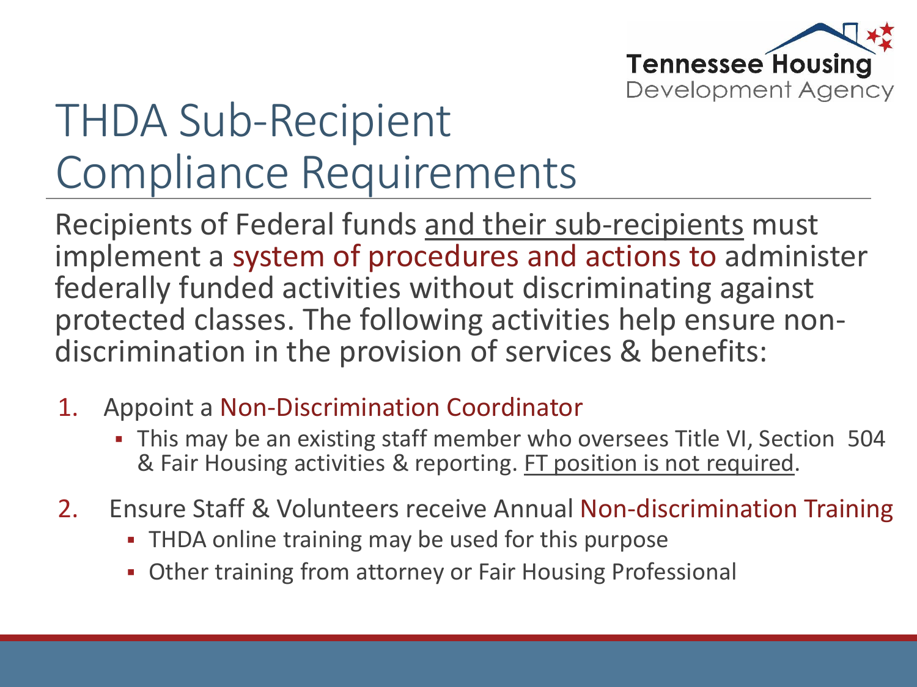# THDA Sub-Recipient Compliance Requirements

Recipients of Federal funds and their sub-recipients must implement a system of procedures and actions to administer federally funded activities without discriminating against protected classes. The following activities help ensure non-discrimination in the provision of services & benefits:

1. Appoint a Non-Discrimination Coordinator
   - This may be an existing staff member who oversees Title VI, Section 504 & Fair Housing activities & reporting. FT position is not required.
2. Ensure Staff & Volunteers receive Annual Non-discrimination Training
   - THDA online training may be used for this purpose
   - Other training from attorney or Fair Housing Professional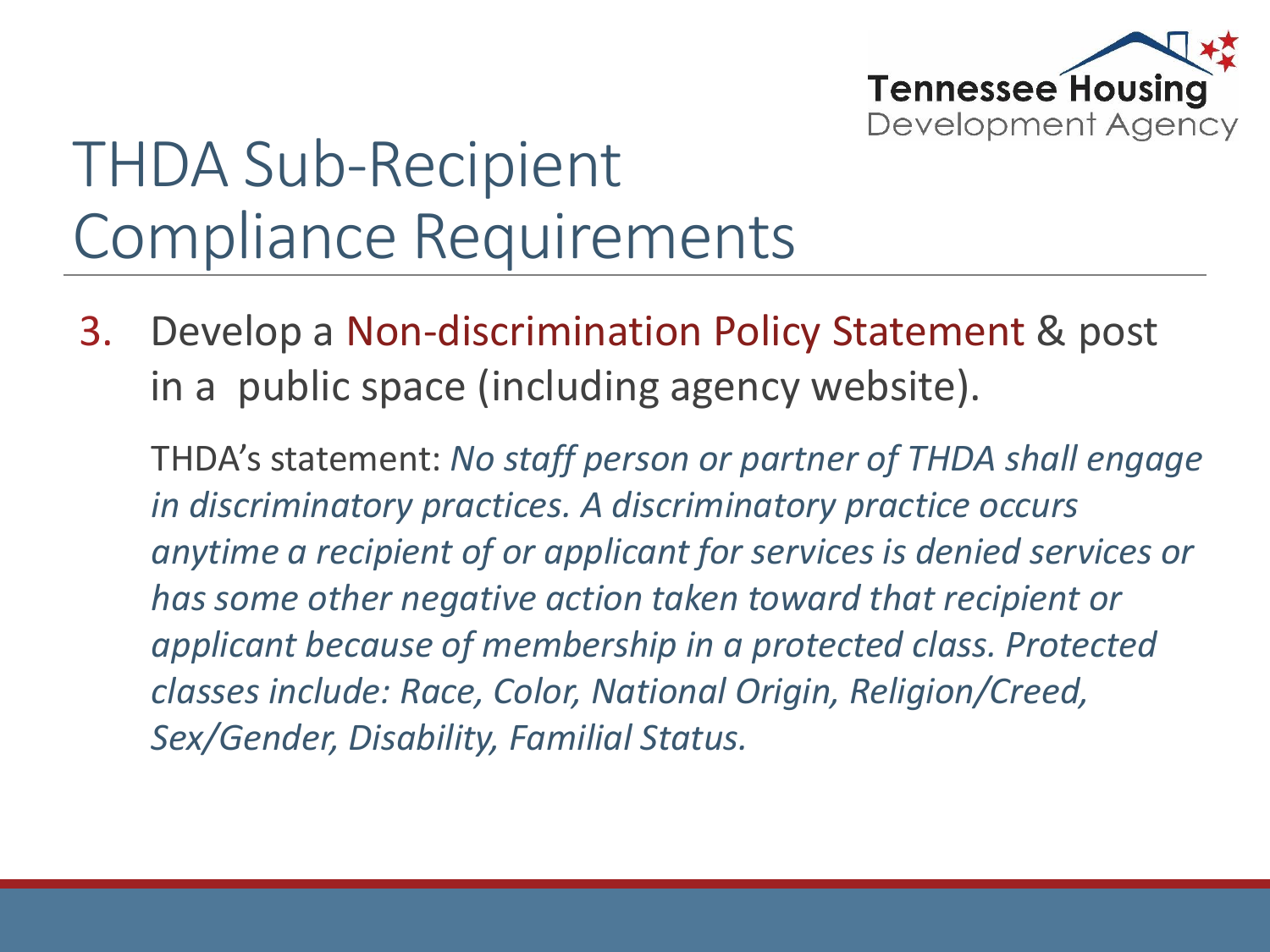# THDA Sub-Recipient Compliance Requirements

3. Develop a Non-discrimination Policy Statement & post in a public space (including agency website).

   THDA's statement: *No staff person or partner of THDA shall engage in discriminatory practices. A discriminatory practice occurs anytime a recipient of or applicant for services is denied services or has some other negative action taken toward that recipient or applicant because of membership in a protected class. Protected classes include: Race, Color, National Origin, Religion/Creed, Sex/Gender, Disability, Familial Status.*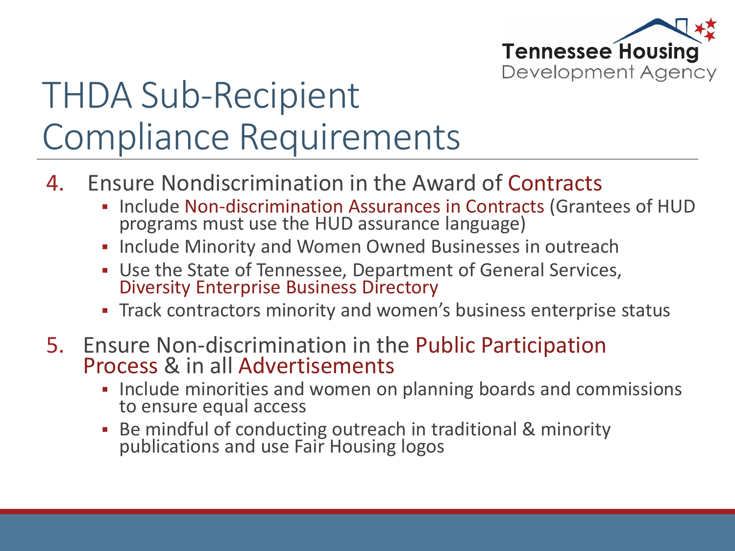# THDA Sub-Recipient Compliance Requirements

4. Ensure Nondiscrimination in the Award of Contracts
   - Include Non-discrimination Assurances in Contracts (Grantees of HUD programs must use the HUD assurance language)
   - Include Minority and Women Owned Businesses in outreach
   - Use the State of Tennessee, Department of General Services, Diversity Enterprise Business Directory
   - Track contractors minority and women's business enterprise status
5. Ensure Non-discrimination in the Public Participation Process & in all Advertisements
   - Include minorities and women on planning boards and commissions to ensure equal access
   - Be mindful of conducting outreach in traditional & minority publications and use Fair Housing logos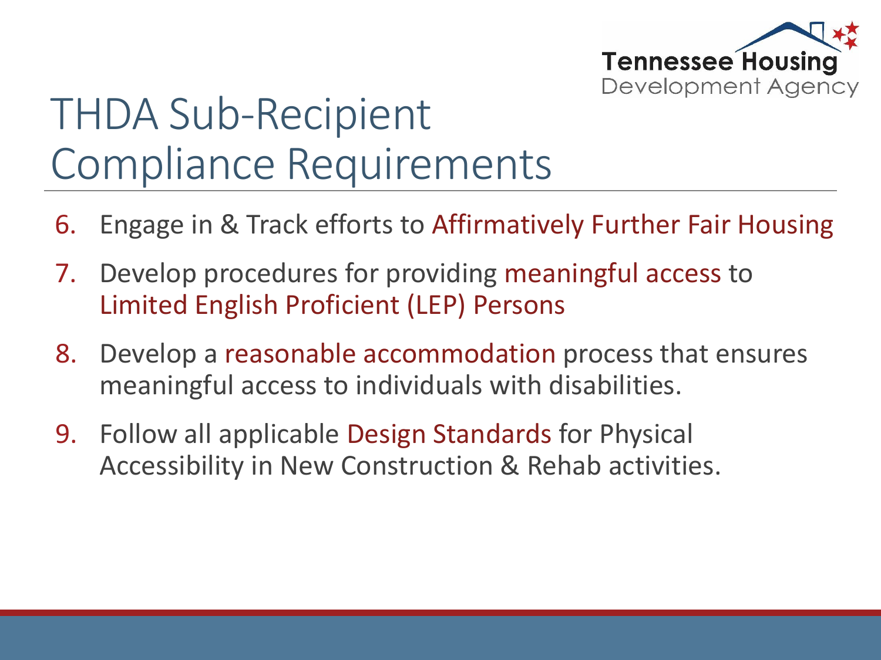Tennessee Housing Development Agency

# THDA Sub-Recipient Compliance Requirements

6. Engage in & Track efforts to Affirmatively Further Fair Housing
7. Develop procedures for providing meaningful access to Limited English Proficient (LEP) Persons
8. Develop a reasonable accommodation process that ensures meaningful access to individuals with disabilities.
9. Follow all applicable Design Standards for Physical Accessibility in New Construction & Rehab activities.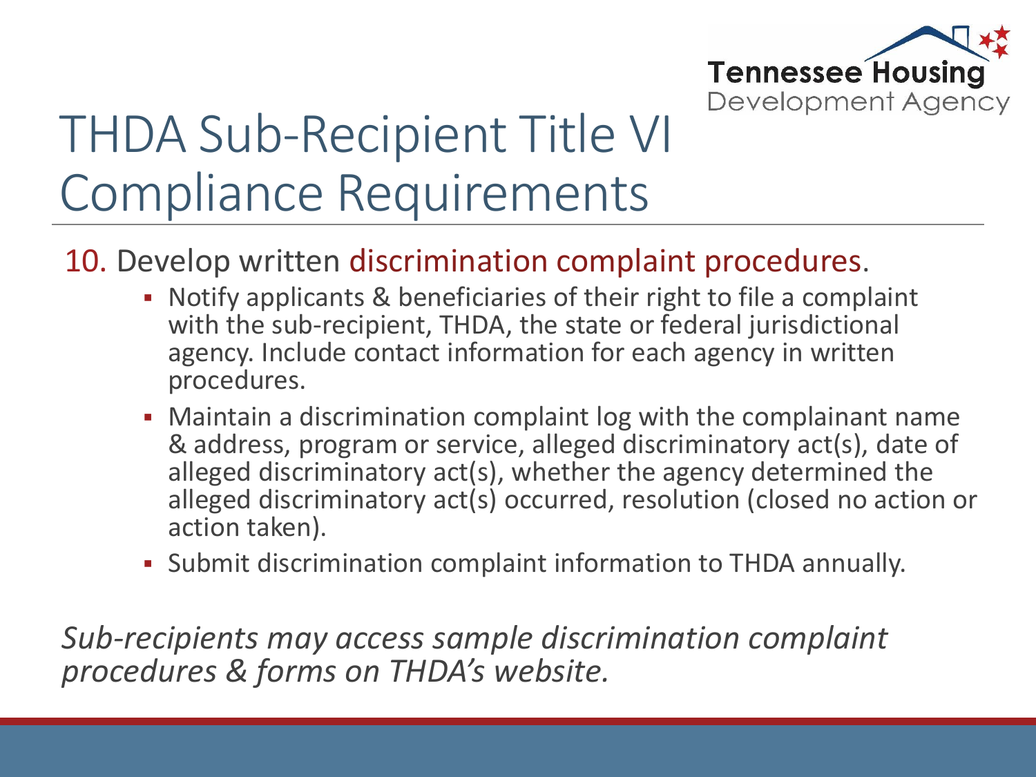# THDA Sub-Recipient Title VI Compliance Requirements

10. Develop written discrimination complaint procedures.
    - Notify applicants & beneficiaries of their right to file a complaint with the sub-recipient, THDA, the state or federal jurisdictional agency. Include contact information for each agency in written procedures.
    - Maintain a discrimination complaint log with the complainant name & address, program or service, alleged discriminatory act(s), date of alleged discriminatory act(s), whether the agency determined the alleged discriminatory act(s) occurred, resolution (closed no action or action taken).
    - Submit discrimination complaint information to THDA annually.

*Sub-recipients may access sample discrimination complaint procedures & forms on THDA's website.*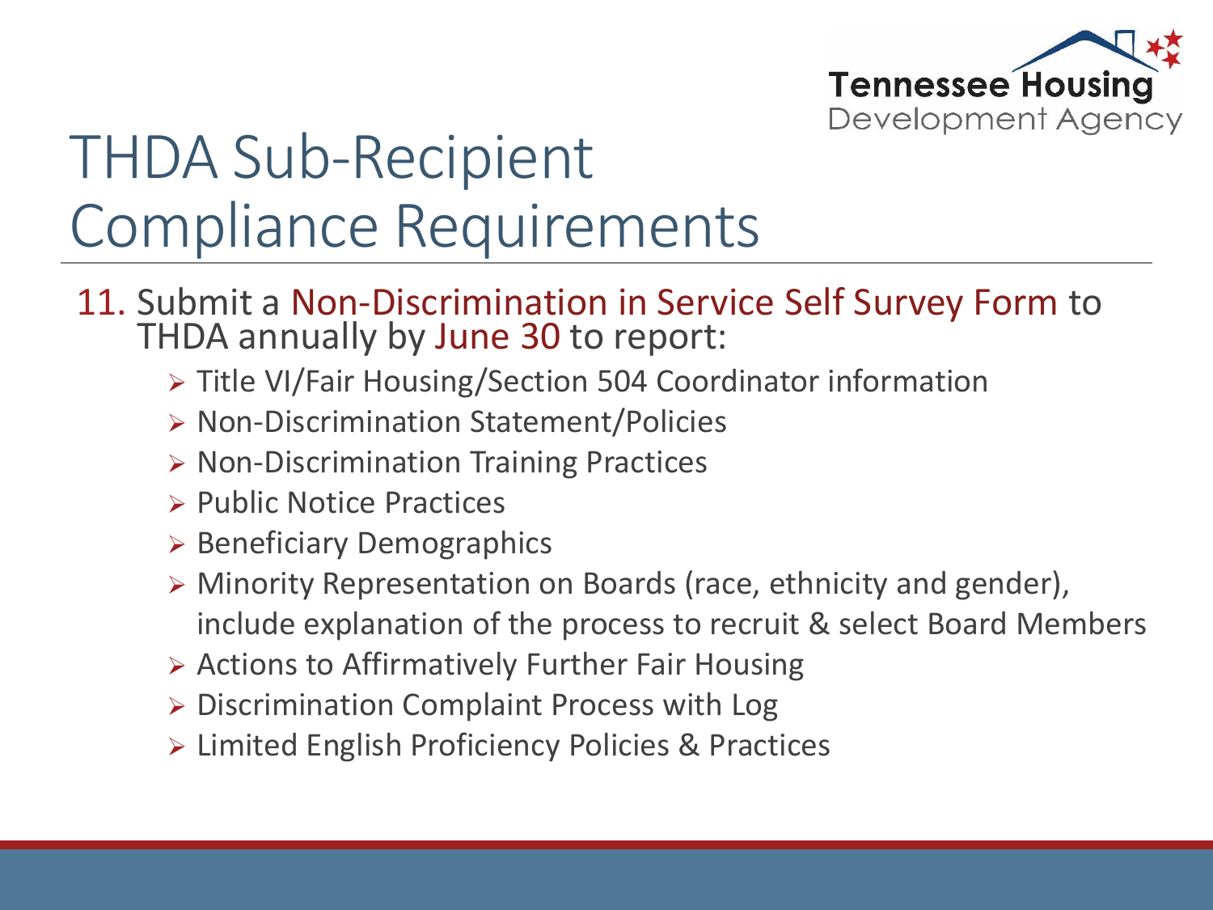# THDA Sub-Recipient Compliance Requirements

11. Submit a Non-Discrimination in Service Self Survey Form to THDA annually by June 30 to report:
    - Title VI/Fair Housing/Section 504 Coordinator information
    - Non-Discrimination Statement/Policies
    - Non-Discrimination Training Practices
    - Public Notice Practices
    - Beneficiary Demographics
    - Minority Representation on Boards (race, ethnicity and gender), include explanation of the process to recruit & select Board Members
    - Actions to Affirmatively Further Fair Housing
    - Discrimination Complaint Process with Log
    - Limited English Proficiency Policies & Practices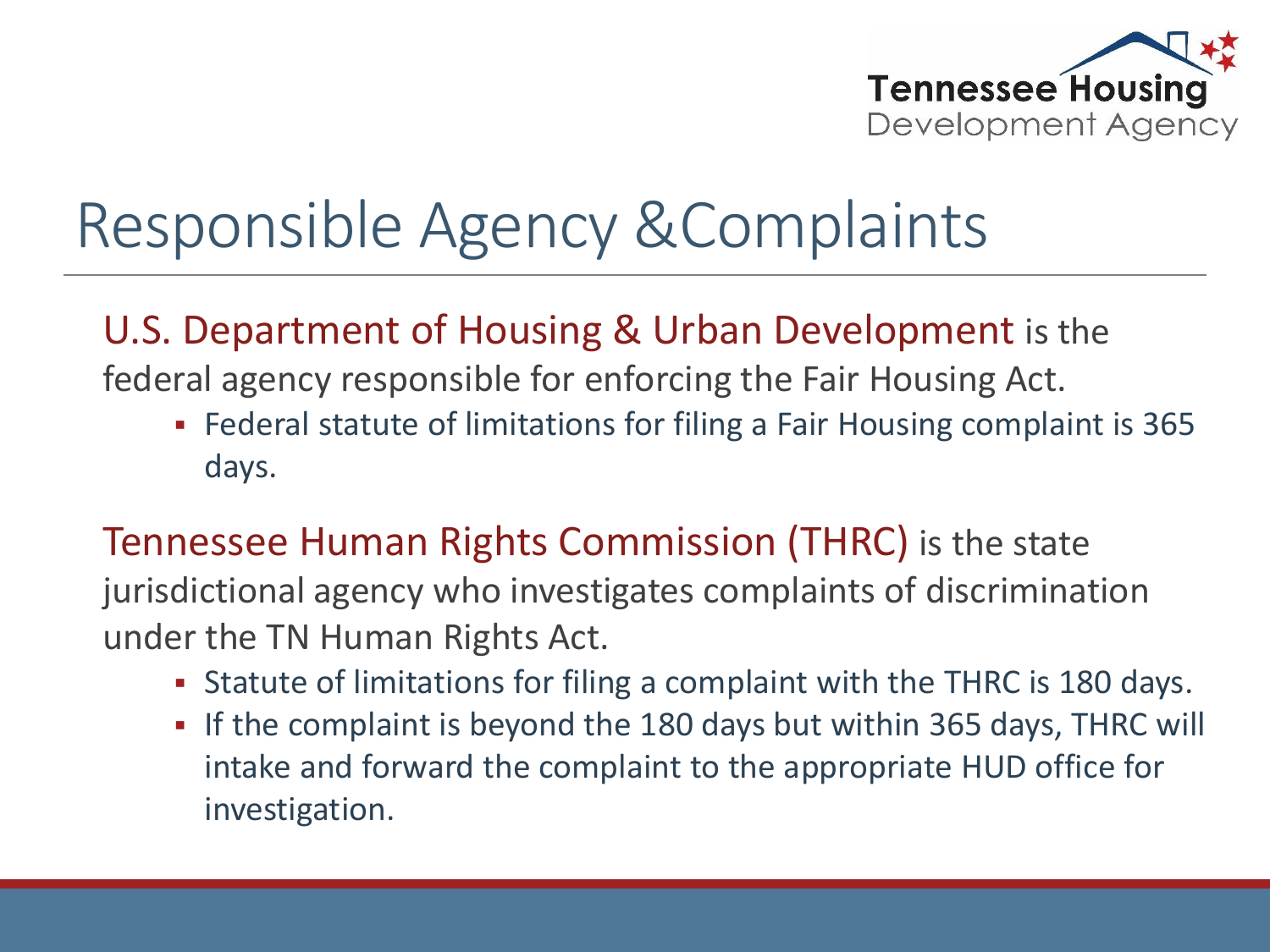# Responsible Agency &Complaints

U.S. Department of Housing & Urban Development is the federal agency responsible for enforcing the Fair Housing Act.

- Federal statute of limitations for filing a Fair Housing complaint is 365 days.

Tennessee Human Rights Commission (THRC) is the state jurisdictional agency who investigates complaints of discrimination under the TN Human Rights Act.

- Statute of limitations for filing a complaint with the THRC is 180 days.
- If the complaint is beyond the 180 days but within 365 days, THRC will intake and forward the complaint to the appropriate HUD office for investigation.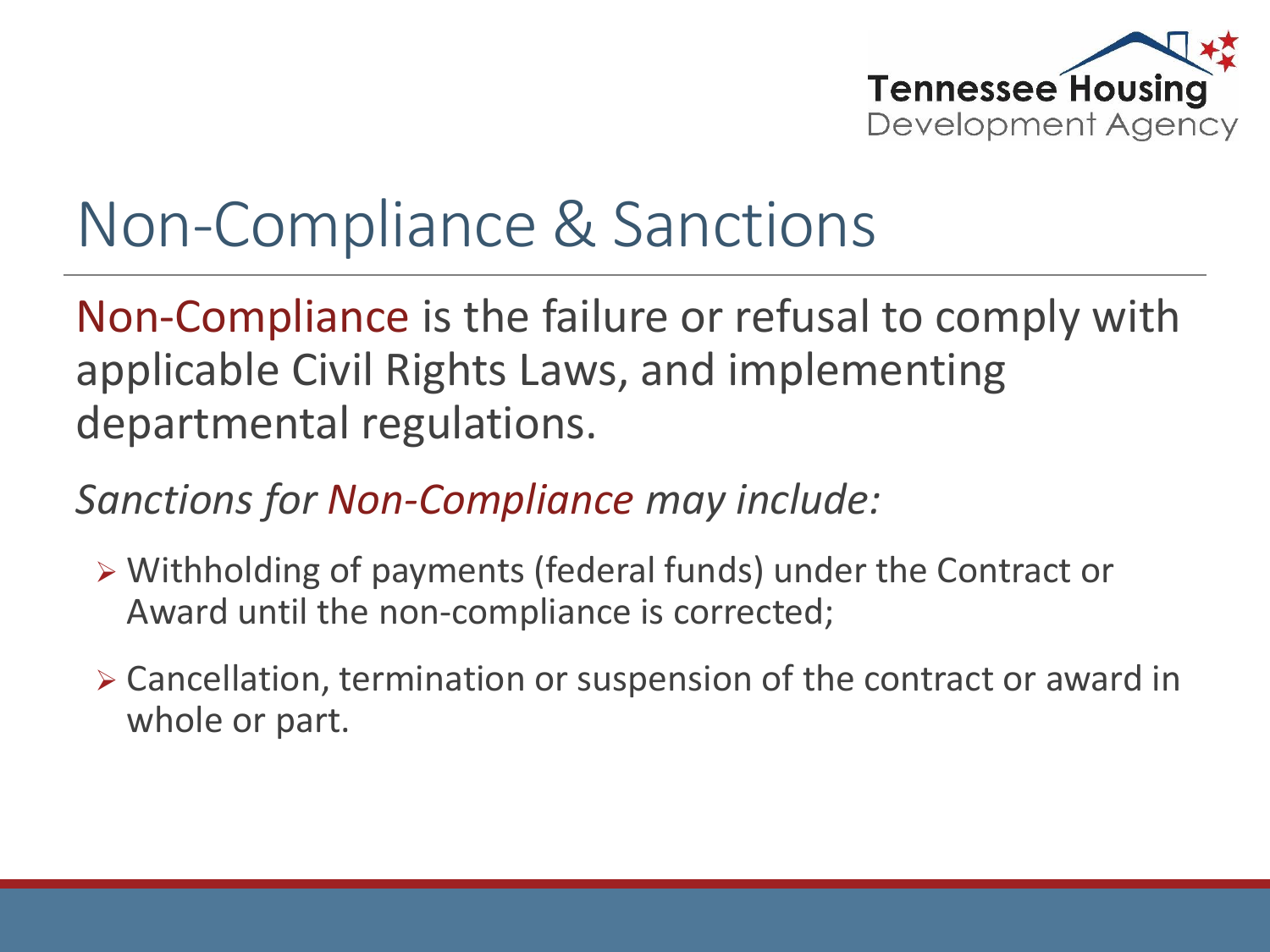# Non-Compliance & Sanctions

Non-Compliance is the failure or refusal to comply with applicable Civil Rights Laws, and implementing departmental regulations.

*Sanctions for Non-Compliance may include:*

- Withholding of payments (federal funds) under the Contract or Award until the non-compliance is corrected;
- Cancellation, termination or suspension of the contract or award in whole or part.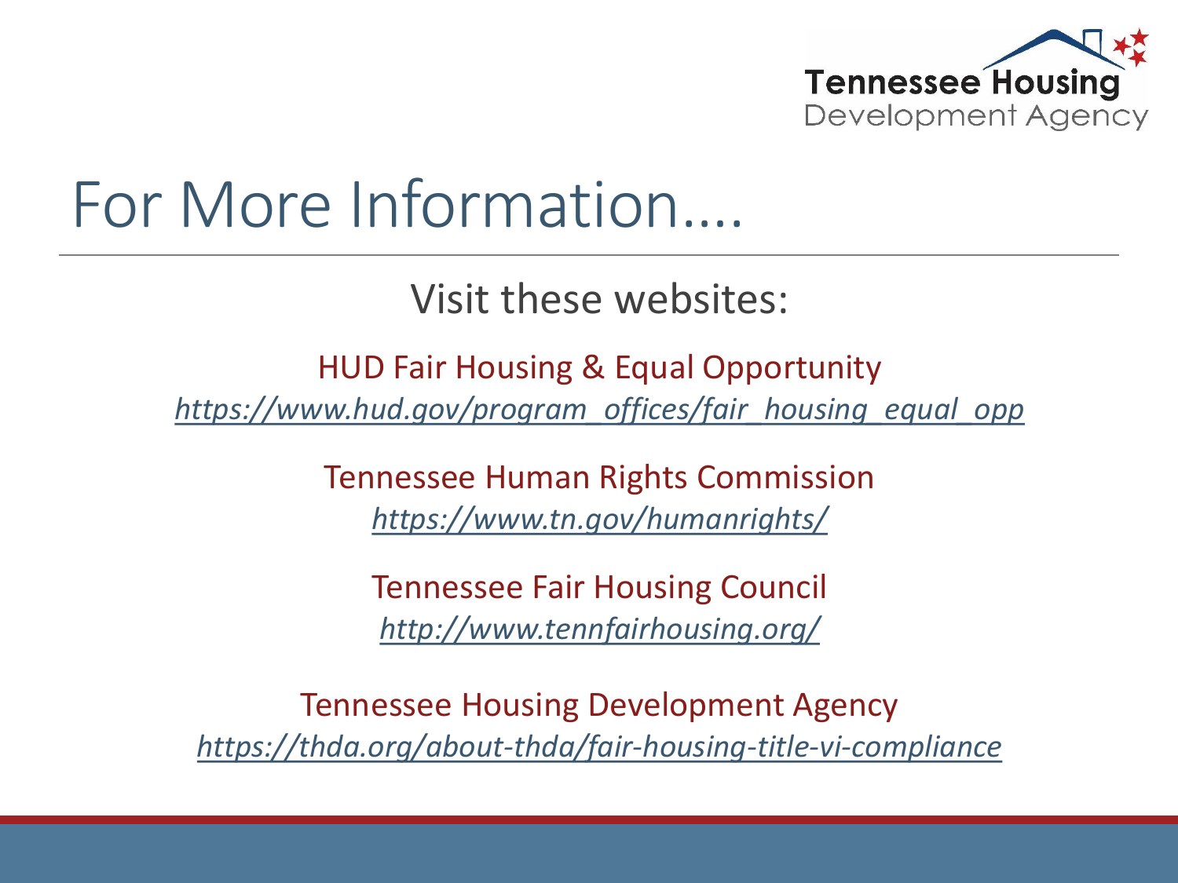# For More Information....

Visit these websites:

HUD Fair Housing & Equal Opportunity
*https://www.hud.gov/program_offices/fair_housing_equal_opp*

Tennessee Human Rights Commission
*https://www.tn.gov/humanrights/*

Tennessee Fair Housing Council
*http://www.tennfairhousing.org/*

Tennessee Housing Development Agency
*https://thda.org/about-thda/fair-housing-title-vi-compliance*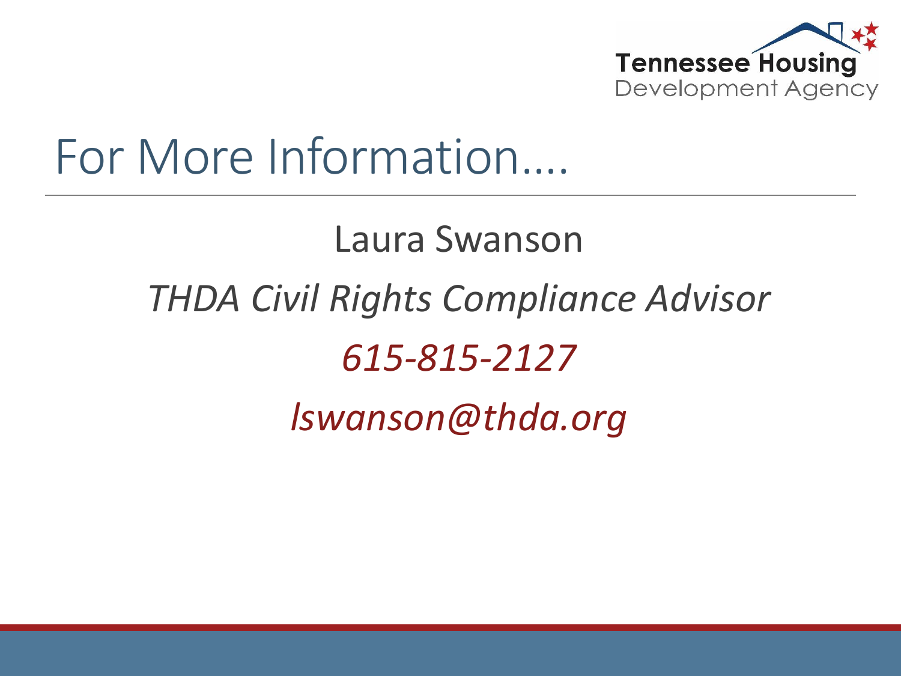Tennessee Housing Development Agency

# For More Information….

Laura Swanson

*THDA Civil Rights Compliance Advisor*

*615-815-2127*

*lswanson@thda.org*